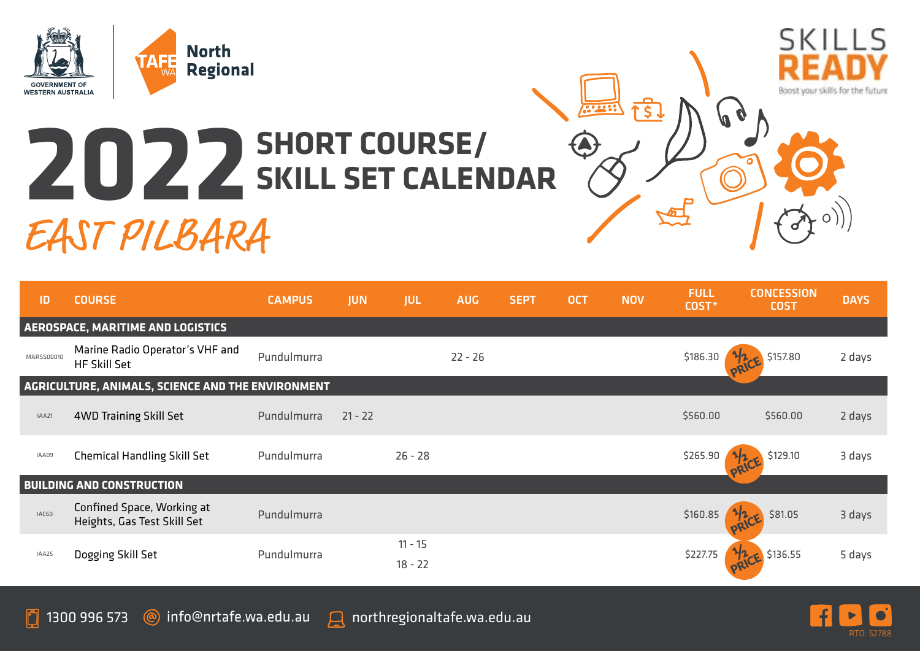GOVERNMENT OF WESTERN AUSTRALIA

TAFE WA North Regional

SKILLS READY
Boost your skills for the future

# 2022 SHORT COURSE/ SKILL SET CALENDAR

## EAST PILBARA

| ID | COURSE | CAMPUS | JUN | JUL | AUG | SEPT | OCT | NOV | FULL COST* | CONCESSION COST | DAYS |
|---|---|---|---|---|---|---|---|---|---|---|---|
| **AEROSPACE, MARITIME AND LOGISTICS** | | | | | | | | | | | |
| MARSS00010 | Marine Radio Operator's VHF and HF Skill Set | Pundulmurra | | | 22 - 26 | | | | $186.30 | ½ PRICE $157.80 | 2 days |
| **AGRICULTURE, ANIMALS, SCIENCE AND THE ENVIRONMENT** | | | | | | | | | | | |
| IAA21 | 4WD Training Skill Set | Pundulmurra | 21 - 22 | | | | | | $560.00 | $560.00 | 2 days |
| IAA09 | Chemical Handling Skill Set | Pundulmurra | | 26 - 28 | | | | | $265.90 | ½ PRICE $129.10 | 3 days |
| **BUILDING AND CONSTRUCTION** | | | | | | | | | | | |
| IAC60 | Confined Space, Working at Heights, Gas Test Skill Set | Pundulmurra | | | | | | | $160.85 | ½ PRICE $81.05 | 3 days |
| IAA25 | Dogging Skill Set | Pundulmurra | | 11 - 15<br>18 - 22 | | | | | $227.75 | ½ PRICE $136.55 | 5 days |

1300 996 573 | info@nrtafe.wa.edu.au | northregionaltafe.wa.edu.au

RTO: 52788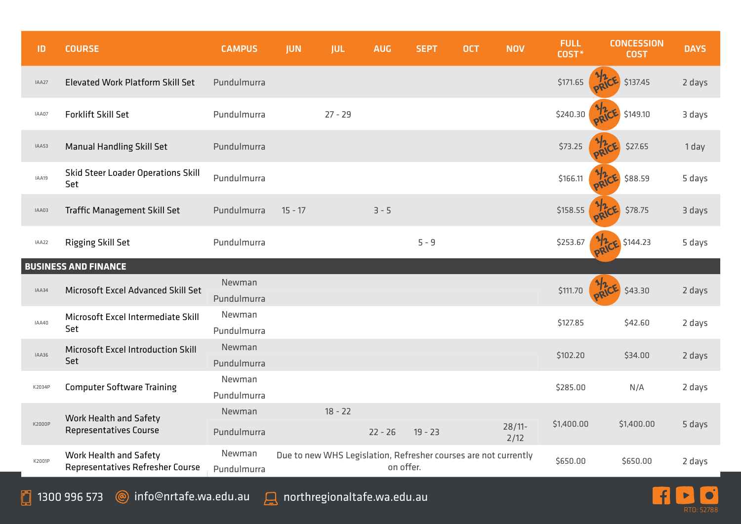| ID | COURSE | CAMPUS | JUN | JUL | AUG | SEPT | OCT | NOV | FULL COST* | CONCESSION COST | DAYS |
|---|---|---|---|---|---|---|---|---|---|---|---|
| IAA27 | Elevated Work Platform Skill Set | Pundulmurra | | | | | | | $171.65 | ½ PRICE $137.45 | 2 days |
| IAA07 | Forklift Skill Set | Pundulmurra | | 27 - 29 | | | | | $240.30 | ½ PRICE $149.10 | 3 days |
| IAA53 | Manual Handling Skill Set | Pundulmurra | | | | | | | $73.25 | ½ PRICE $27.65 | 1 day |
| IAA19 | Skid Steer Loader Operations Skill Set | Pundulmurra | | | | | | | $166.11 | ½ PRICE $88.59 | 5 days |
| IAA03 | Traffic Management Skill Set | Pundulmurra | 15 - 17 | | 3 - 5 | | | | $158.55 | ½ PRICE $78.75 | 3 days |
| IAA22 | Rigging Skill Set | Pundulmurra | | | | 5 - 9 | | | $253.67 | ½ PRICE $144.23 | 5 days |
| **BUSINESS AND FINANCE** | | | | | | | | | | | |
| IAA34 | Microsoft Excel Advanced Skill Set | Newman | | | | | | | $111.70 | ½ PRICE $43.30 | 2 days |
| | | Pundulmurra | | | | | | | | | |
| IAA40 | Microsoft Excel Intermediate Skill Set | Newman | | | | | | | $127.85 | $42.60 | 2 days |
| | | Pundulmurra | | | | | | | | | |
| IAA36 | Microsoft Excel Introduction Skill Set | Newman | | | | | | | $102.20 | $34.00 | 2 days |
| | | Pundulmurra | | | | | | | | | |
| K2034P | Computer Software Training | Newman | | | | | | | $285.00 | N/A | 2 days |
| | | Pundulmurra | | | | | | | | | |
| K2000P | Work Health and Safety Representatives Course | Newman | | 18 - 22 | | | | | $1,400.00 | $1,400.00 | 5 days |
| | | Pundulmurra | | | 22 - 26 | 19 - 23 | | 28/11-2/12 | | | |
| K2001P | Work Health and Safety Representatives Refresher Course | Newman | Due to new WHS Legislation, Refresher courses are not currently on offer. | | | | | | $650.00 | $650.00 | 2 days |
| | | Pundulmurra | | | | | | | | | |

1300 996 573 info@nrtafe.wa.edu.au northregionaltafe.wa.edu.au

RTO: 52788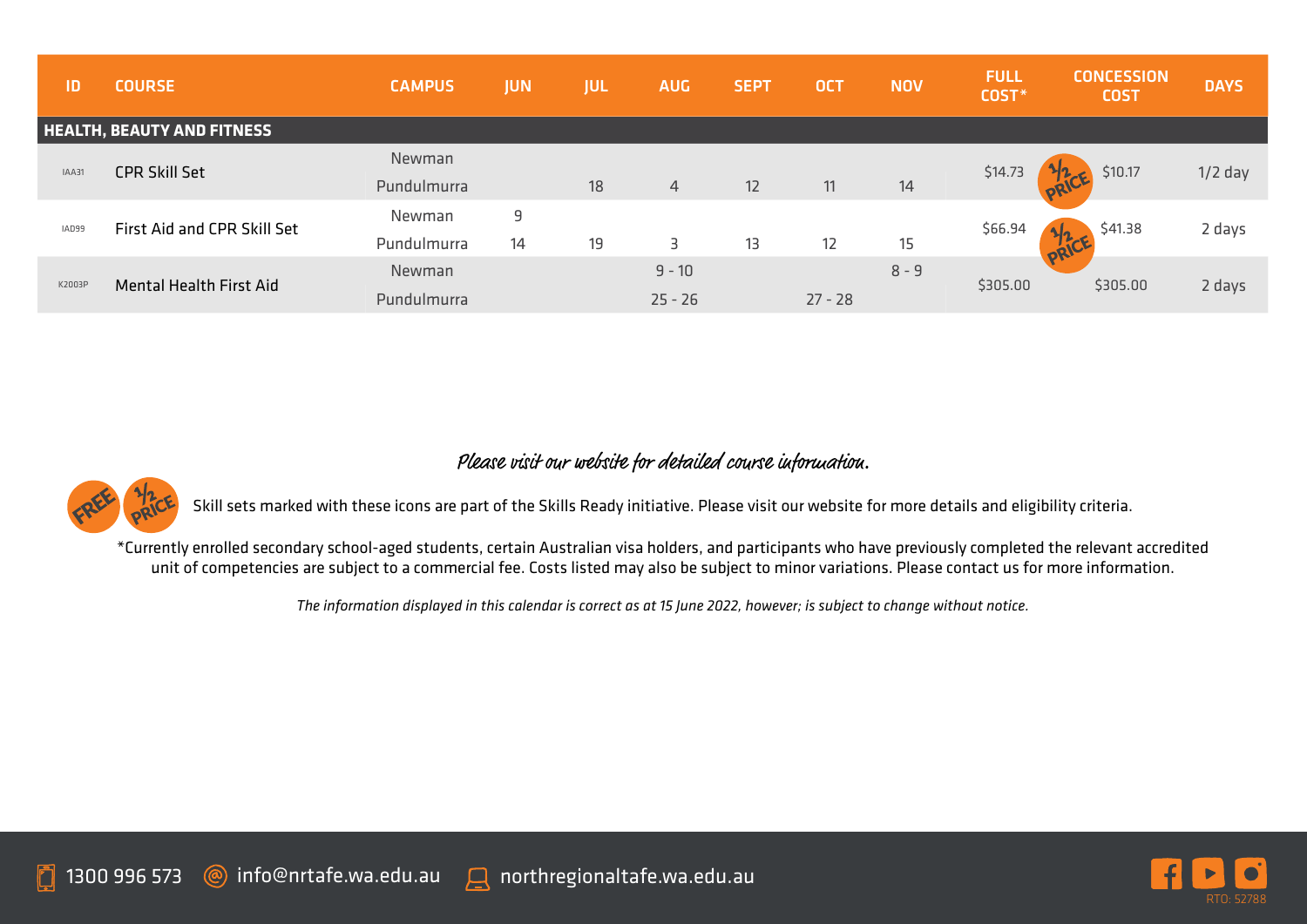| ID | COURSE | CAMPUS | JUN | JUL | AUG | SEPT | OCT | NOV | FULL COST* | CONCESSION COST | DAYS |
|---|---|---|---|---|---|---|---|---|---|---|---|
| **HEALTH, BEAUTY AND FITNESS** | | | | | | | | | | | |
| IAA31 | CPR Skill Set | Newman | | | | | | | $14.73 | ½ PRICE $10.17 | 1/2 day |
| | | Pundulmurra | | 18 | 4 | 12 | 11 | 14 | | | |
| IAD99 | First Aid and CPR Skill Set | Newman | 9 | | | | | | $66.94 | ½ PRICE $41.38 | 2 days |
| | | Pundulmurra | 14 | 19 | 3 | 13 | 12 | 15 | | | |
| K2003P | Mental Health First Aid | Newman | | | 9 - 10 | | | 8 - 9 | $305.00 | $305.00 | 2 days |
| | | Pundulmurra | | | 25 - 26 | | 27 - 28 | | | | |

*Please visit our website for detailed course information.*

FREE ½ PRICE Skill sets marked with these icons are part of the Skills Ready initiative. Please visit our website for more details and eligibility criteria.

*Currently enrolled secondary school-aged students, certain Australian visa holders, and participants who have previously completed the relevant accredited unit of competencies are subject to a commercial fee. Costs listed may also be subject to minor variations. Please contact us for more information.

*The information displayed in this calendar is correct as at 15 June 2022, however; is subject to change without notice.*

1300 996 573 info@nrtafe.wa.edu.au northregionaltafe.wa.edu.au

RTO: 52788